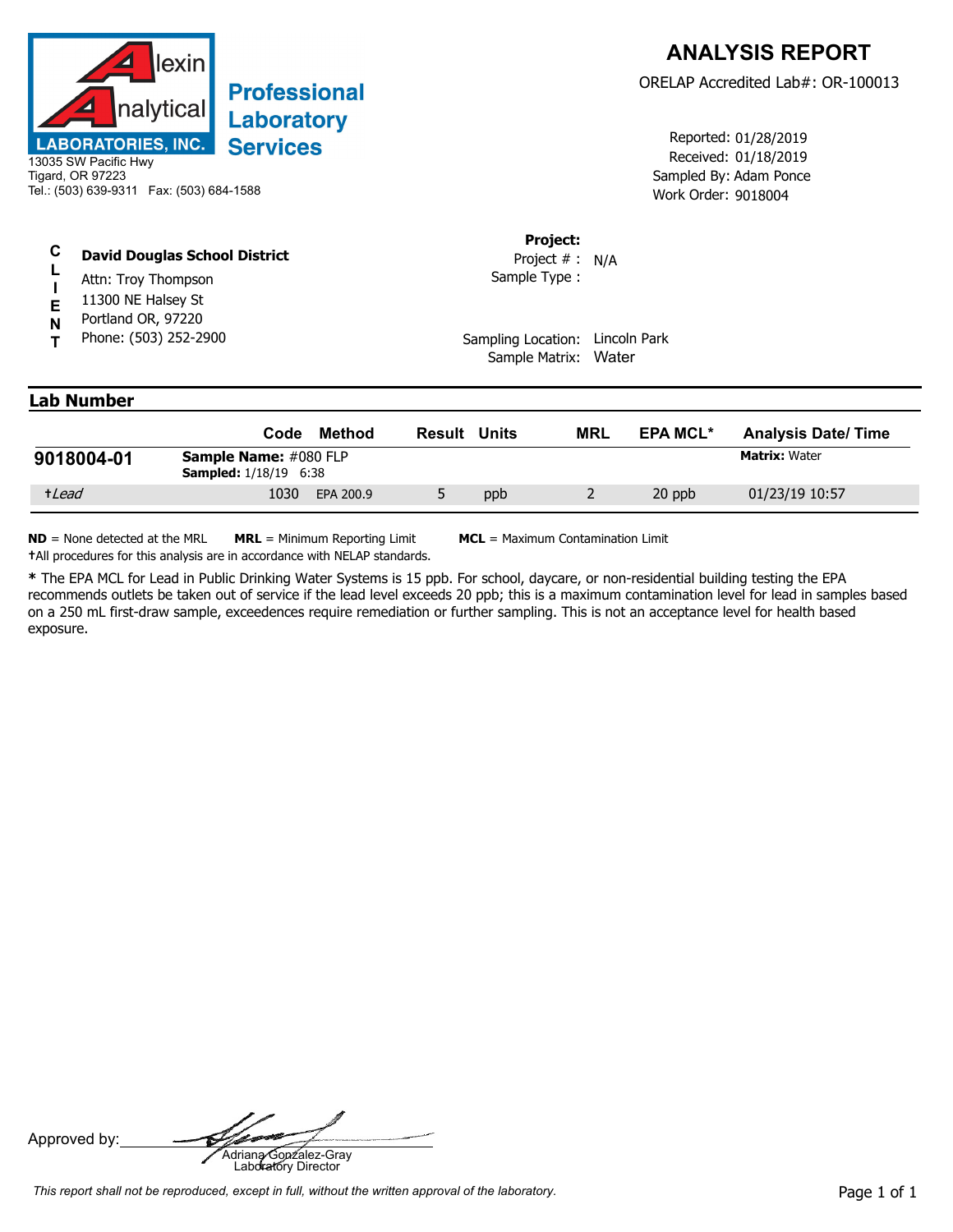**Alexin Analytical LABORATORIES, INC.**

**Professional Laboratory Services**

13035 SW Pacific Hwy
Tigard, OR 97223
Tel.: (503) 639-9311 Fax: (503) 684-1588

# ANALYSIS REPORT

ORELAP Accredited Lab#: OR-100013

Reported: 01/28/2019
Received: 01/18/2019
Sampled By: Adam Ponce
Work Order: 9018004

**CLIENT**

**David Douglas School District**
Attn: Troy Thompson
11300 NE Halsey St
Portland OR, 97220
Phone: (503) 252-2900

**Project:**
Project # : N/A
Sample Type :

Sampling Location: Lincoln Park
Sample Matrix: Water

## Lab Number

| | Code | Method | Result | Units | MRL | EPA MCL* | Analysis Date/ Time |
|---|---|---|---|---|---|---|---|
| **9018004-01** | **Sample Name:** #080 FLP **Sampled:** 1/18/19 6:38 | | | | | | **Matrix:** Water |
| †*Lead* | 1030 | EPA 200.9 | 5 | ppb | 2 | 20 ppb | 01/23/19 10:57 |

**ND** = None detected at the MRL **MRL** = Minimum Reporting Limit **MCL** = Maximum Contamination Limit
†All procedures for this analysis are in accordance with NELAP standards.

**\*** The EPA MCL for Lead in Public Drinking Water Systems is 15 ppb. For school, daycare, or non-residential building testing the EPA recommends outlets be taken out of service if the lead level exceeds 20 ppb; this is a maximum contamination level for lead in samples based on a 250 mL first-draw sample, exceedences require remediation or further sampling. This is not an acceptance level for health based exposure.

Approved by: Adriana Gonzalez-Gray
Laboratory Director

*This report shall not be reproduced, except in full, without the written approval of the laboratory.*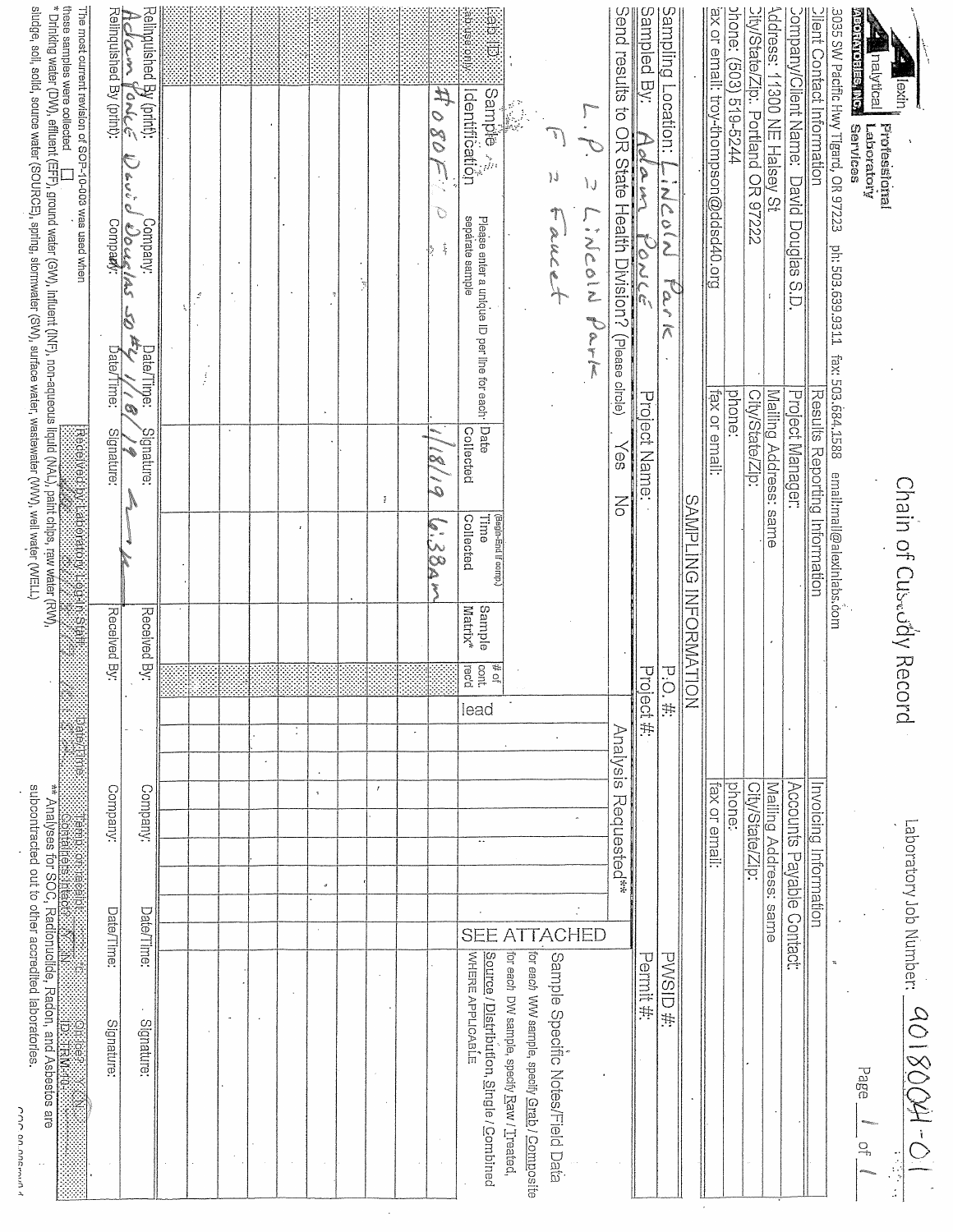# Chain of Custody Record

**Alexin Analytical Laboratories, Inc.** Professional Laboratory Services

3035 SW Pacific Hwy Tigard, OR 97223 ph: 503.639.9311 fax: 503.684.1588 emailmail@alexinlabs.com

Laboratory Job Number: 9018004-01

Page 1 of 1

| Client Contact Information | Results Reporting Information | Invoicing Information |
|---|---|---|
| Company/Client Name: David Douglas S.D. | Project Manager: | Accounts Payable Contact: |
| Address: 11300 NE Halsey St | Mailing Address: same | Mailing Address: same |
| City/State/Zip: Portland OR 97222 | City/State/Zip: | City/State/Zip: |
| phone: (503) 519-5244 | phone: | phone: |
| fax or email: troy-thompson@ddsd40.org | fax or email: | fax or email: |

## SAMPLING INFORMATION

Sampling Location: Lincoln Park — P.O. #: — PWSID #:

Sampled By: Adam Ponce — Project Name: — Project #: — Permit #:

Send results to OR State Health Division? (please circle) Yes No

L.P. = Lincoln Park

F = Faucet

| Lab ID lab use only | Sample Identification (Please enter a unique ID per line for each separate sample) | Date Collected | Time Collected (Begin-End if comp.) | Sample Matrix* | # of cont. reqd | Analysis Requested**: lead | | | | | | | | | | Sample Specific Notes/Field Data (for each WW sample, specify Grab / Composite; for each DW sample, specify Raw / Treated, Source / Distribution, Single / Combined WHERE APPLICABLE) |
|---|---|---|---|---|---|---|---|---|---|---|---|---|---|---|---|---|
| | #080F: 0 | 1/18/19 | 6:38am | | | | | | | | | | | | | SEE ATTACHED |

| Relinquished By (print): | Company: | Date/Time: | Signature: | Received By: | Company: | Date/Time: | Signature: |
|---|---|---|---|---|---|---|---|
| Adam Ponce | David Douglas SD #40 | 1/18/19 | | | | | |
| Relinquished By (print): | Company: | Date/Time: | Signature: | Received By: | Company: | Date/Time: | Signature: |
| | | | | | | | |

Received by Laboratory Login Staff — Date/Time — Temp. on receipt — Containers intact: Y N — Chilled: Y N — ID: TRM-10

The most current revision of SOP-10-003 was used when these samples were collected ☐

\* Drinking water (DW), effluent (EFF), ground water (GW), influent (INF), non-aqueous liquid (NAL), paint chips, raw water (RW), sludge, soil, solid, source water (SOURCE), spring, stormwater (SW), surface water, wastewater (WW), well water (WELL)

\*\* Analyses for SOC, Radionuclide, Radon, and Asbestos are subcontracted out to other accredited laboratories.